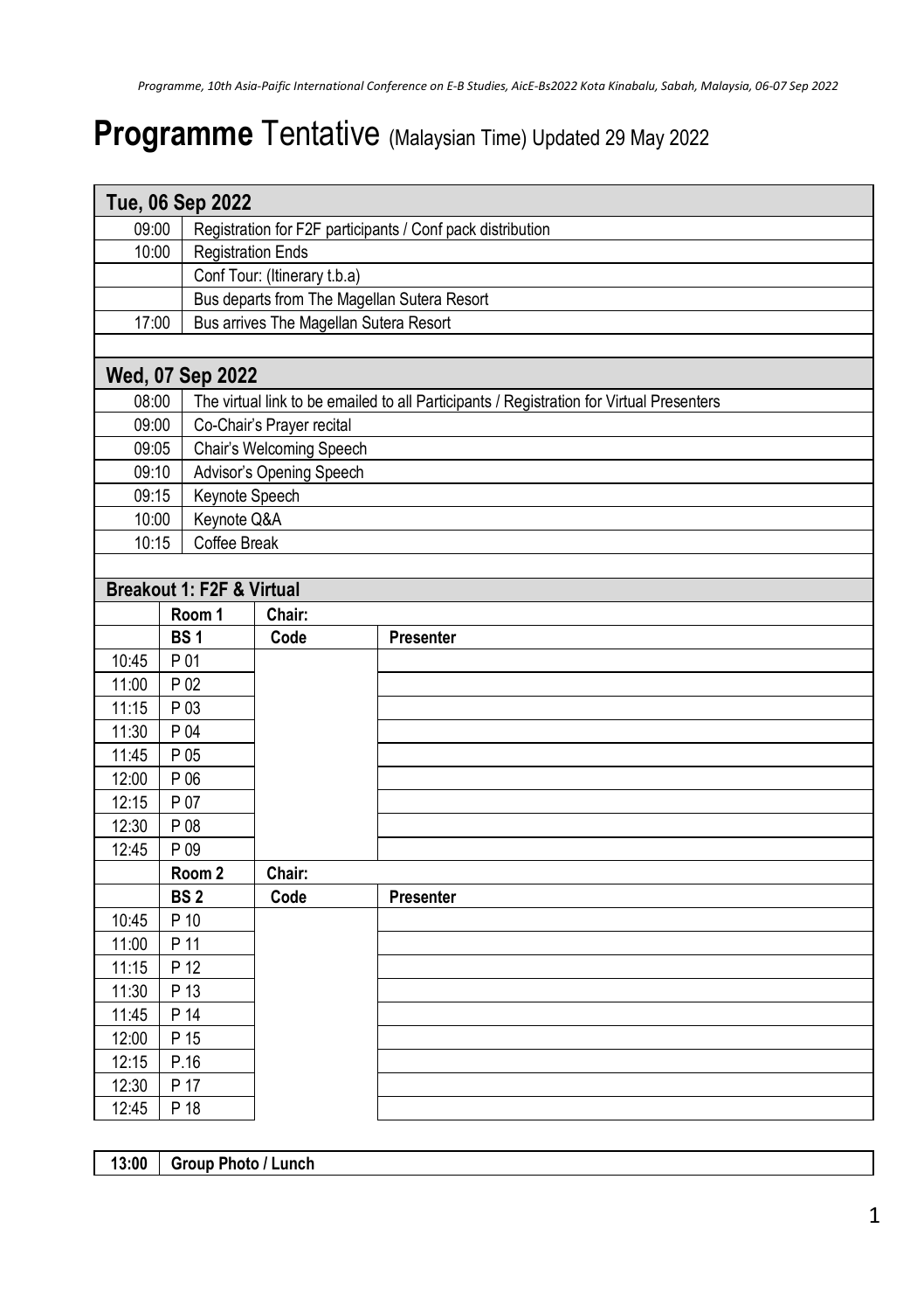# **Programme** Tentative (Malaysian Time) Updated 29 May 2022

| **Tue, 06 Sep 2022** | |
|---|---|
| 09:00 | Registration for F2F participants / Conf pack distribution |
| 10:00 | Registration Ends |
| | Conf Tour: (Itinerary t.b.a) |
| | Bus departs from The Magellan Sutera Resort |
| 17:00 | Bus arrives The Magellan Sutera Resort |

| **Wed, 07 Sep 2022** | |
|---|---|
| 08:00 | The virtual link to be emailed to all Participants / Registration for Virtual Presenters |
| 09:00 | Co-Chair's Prayer recital |
| 09:05 | Chair's Welcoming Speech |
| 09:10 | Advisor's Opening Speech |
| 09:15 | Keynote Speech |
| 10:00 | Keynote Q&A |
| 10:15 | Coffee Break |

**Breakout 1: F2F & Virtual**

| | **Room 1** | **Chair:** | |
|---|---|---|---|
| | **BS 1** | **Code** | **Presenter** |
| 10:45 | P 01 | | |
| 11:00 | P 02 | | |
| 11:15 | P 03 | | |
| 11:30 | P 04 | | |
| 11:45 | P 05 | | |
| 12:00 | P 06 | | |
| 12:15 | P 07 | | |
| 12:30 | P 08 | | |
| 12:45 | P 09 | | |
| | **Room 2** | **Chair:** | |
| | **BS 2** | **Code** | **Presenter** |
| 10:45 | P 10 | | |
| 11:00 | P 11 | | |
| 11:15 | P 12 | | |
| 11:30 | P 13 | | |
| 11:45 | P 14 | | |
| 12:00 | P 15 | | |
| 12:15 | P.16 | | |
| 12:30 | P 17 | | |
| 12:45 | P 18 | | |

| **13:00** | **Group Photo / Lunch** |
|---|---|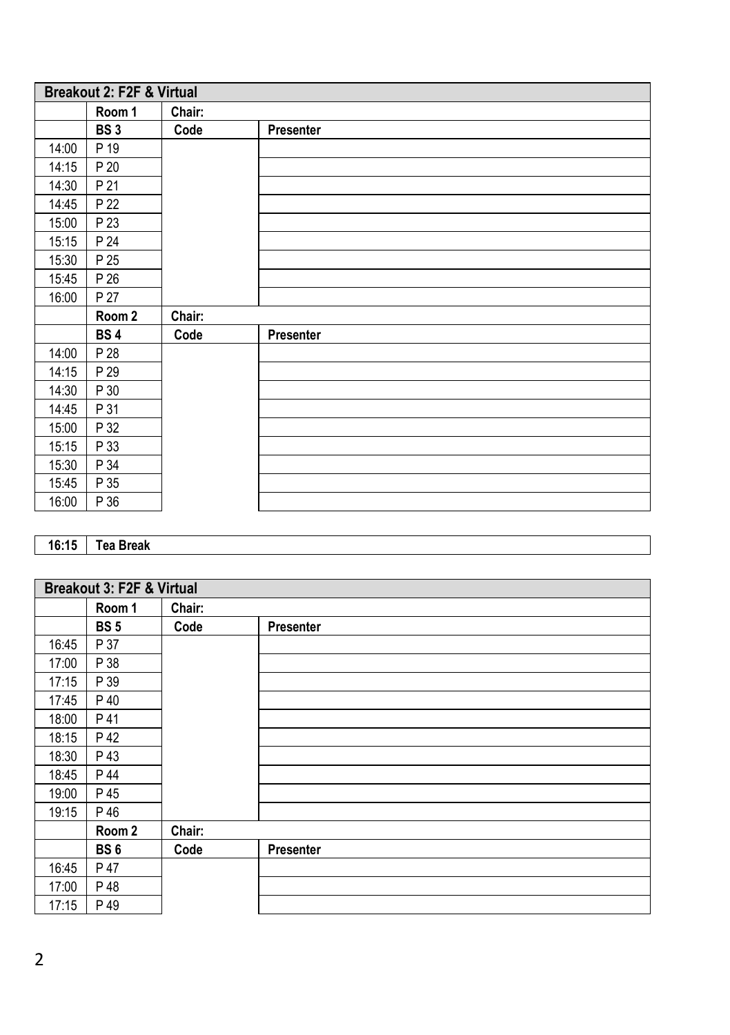| Breakout 2: F2F & Virtual | | | |
|---|---|---|---|
| | Room 1 | Chair: | |
| | BS 3 | Code | Presenter |
| 14:00 | P 19 | | |
| 14:15 | P 20 | | |
| 14:30 | P 21 | | |
| 14:45 | P 22 | | |
| 15:00 | P 23 | | |
| 15:15 | P 24 | | |
| 15:30 | P 25 | | |
| 15:45 | P 26 | | |
| 16:00 | P 27 | | |
| | Room 2 | Chair: | |
| | BS 4 | Code | Presenter |
| 14:00 | P 28 | | |
| 14:15 | P 29 | | |
| 14:30 | P 30 | | |
| 14:45 | P 31 | | |
| 15:00 | P 32 | | |
| 15:15 | P 33 | | |
| 15:30 | P 34 | | |
| 15:45 | P 35 | | |
| 16:00 | P 36 | | |

| 16:15 | Tea Break |
|---|---|

| Breakout 3: F2F & Virtual | | | |
|---|---|---|---|
| | Room 1 | Chair: | |
| | BS 5 | Code | Presenter |
| 16:45 | P 37 | | |
| 17:00 | P 38 | | |
| 17:15 | P 39 | | |
| 17:45 | P 40 | | |
| 18:00 | P 41 | | |
| 18:15 | P 42 | | |
| 18:30 | P 43 | | |
| 18:45 | P 44 | | |
| 19:00 | P 45 | | |
| 19:15 | P 46 | | |
| | Room 2 | Chair: | |
| | BS 6 | Code | Presenter |
| 16:45 | P 47 | | |
| 17:00 | P 48 | | |
| 17:15 | P 49 | | |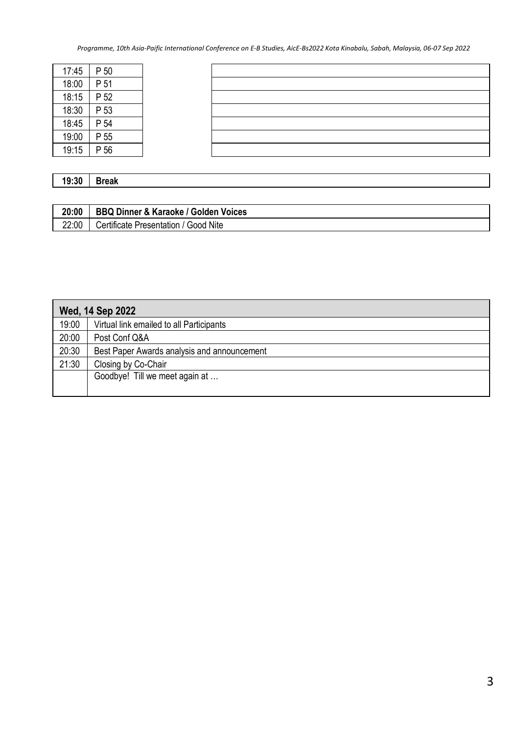| | | |
|---|---|---|
| 17:45 | P 50 | |
| 18:00 | P 51 | |
| 18:15 | P 52 | |
| 18:30 | P 53 | |
| 18:45 | P 54 | |
| 19:00 | P 55 | |
| 19:15 | P 56 | |

| | |
|---|---|
| **19:30** | **Break** |

| | |
|---|---|
| **20:00** | **BBQ Dinner & Karaoke / Golden Voices** |
| 22:00 | Certificate Presentation / Good Nite |

| **Wed, 14 Sep 2022** | |
|---|---|
| 19:00 | Virtual link emailed to all Participants |
| 20:00 | Post Conf Q&A |
| 20:30 | Best Paper Awards analysis and announcement |
| 21:30 | Closing by Co-Chair |
| | Goodbye! Till we meet again at … |